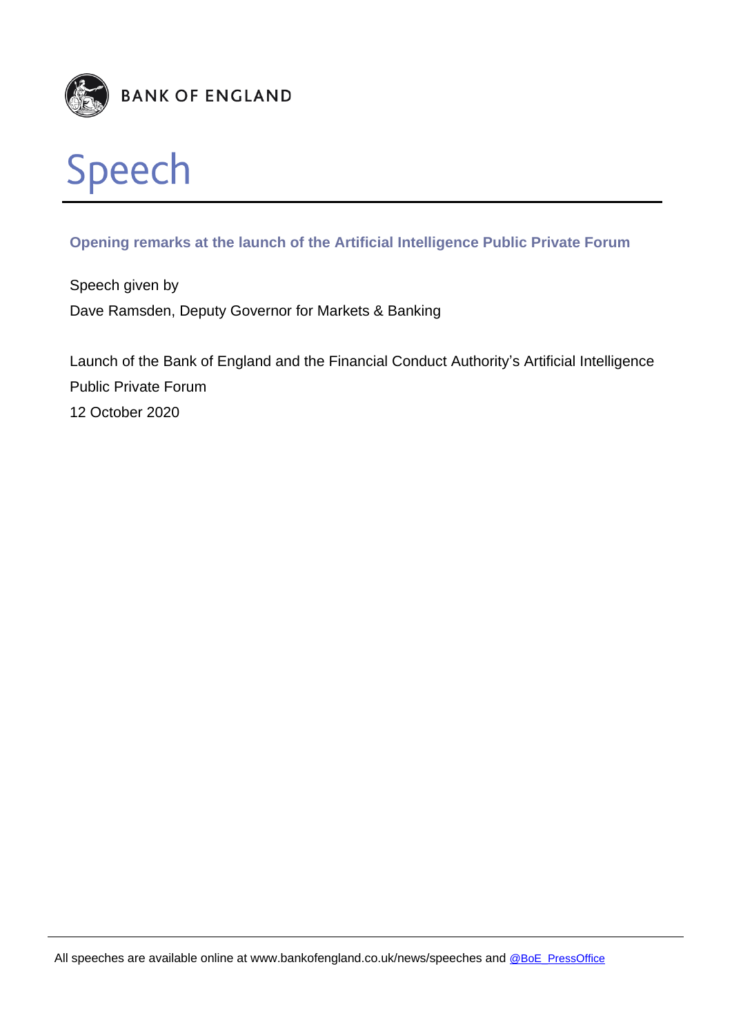BANK OF ENGLAND

# Speech

## Opening remarks at the launch of the Artificial Intelligence Public Private Forum

Speech given by

Dave Ramsden, Deputy Governor for Markets & Banking

Launch of the Bank of England and the Financial Conduct Authority's Artificial Intelligence Public Private Forum

12 October 2020

All speeches are available online at www.bankofengland.co.uk/news/speeches and @BoE_PressOffice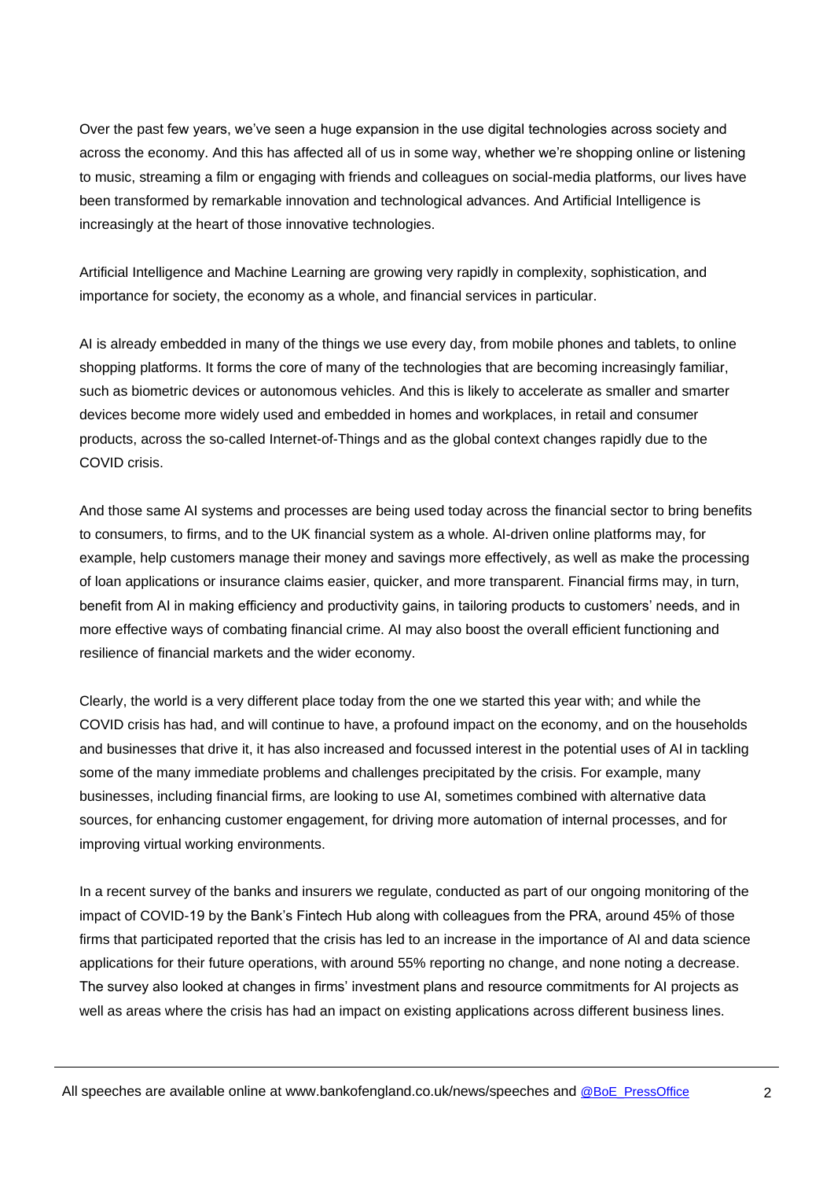Over the past few years, we've seen a huge expansion in the use digital technologies across society and across the economy. And this has affected all of us in some way, whether we're shopping online or listening to music, streaming a film or engaging with friends and colleagues on social-media platforms, our lives have been transformed by remarkable innovation and technological advances. And Artificial Intelligence is increasingly at the heart of those innovative technologies.

Artificial Intelligence and Machine Learning are growing very rapidly in complexity, sophistication, and importance for society, the economy as a whole, and financial services in particular.

AI is already embedded in many of the things we use every day, from mobile phones and tablets, to online shopping platforms. It forms the core of many of the technologies that are becoming increasingly familiar, such as biometric devices or autonomous vehicles. And this is likely to accelerate as smaller and smarter devices become more widely used and embedded in homes and workplaces, in retail and consumer products, across the so-called Internet-of-Things and as the global context changes rapidly due to the COVID crisis.

And those same AI systems and processes are being used today across the financial sector to bring benefits to consumers, to firms, and to the UK financial system as a whole. AI-driven online platforms may, for example, help customers manage their money and savings more effectively, as well as make the processing of loan applications or insurance claims easier, quicker, and more transparent. Financial firms may, in turn, benefit from AI in making efficiency and productivity gains, in tailoring products to customers' needs, and in more effective ways of combating financial crime. AI may also boost the overall efficient functioning and resilience of financial markets and the wider economy.

Clearly, the world is a very different place today from the one we started this year with; and while the COVID crisis has had, and will continue to have, a profound impact on the economy, and on the households and businesses that drive it, it has also increased and focussed interest in the potential uses of AI in tackling some of the many immediate problems and challenges precipitated by the crisis. For example, many businesses, including financial firms, are looking to use AI, sometimes combined with alternative data sources, for enhancing customer engagement, for driving more automation of internal processes, and for improving virtual working environments.

In a recent survey of the banks and insurers we regulate, conducted as part of our ongoing monitoring of the impact of COVID-19 by the Bank's Fintech Hub along with colleagues from the PRA, around 45% of those firms that participated reported that the crisis has led to an increase in the importance of AI and data science applications for their future operations, with around 55% reporting no change, and none noting a decrease. The survey also looked at changes in firms' investment plans and resource commitments for AI projects as well as areas where the crisis has had an impact on existing applications across different business lines.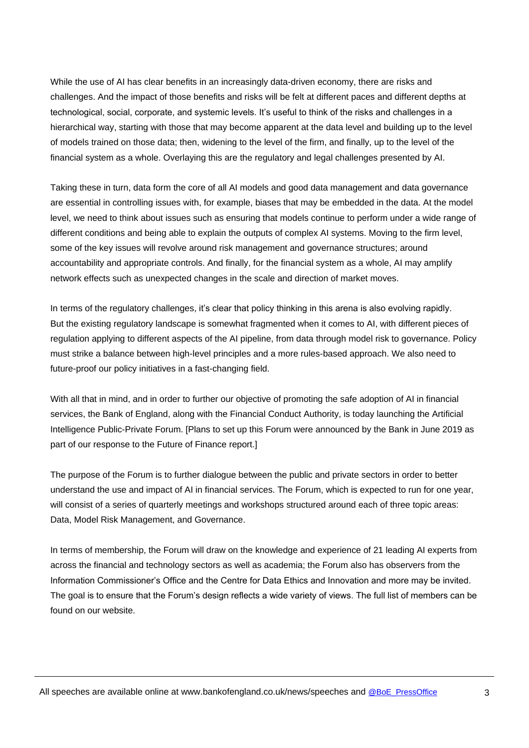While the use of AI has clear benefits in an increasingly data-driven economy, there are risks and challenges. And the impact of those benefits and risks will be felt at different paces and different depths at technological, social, corporate, and systemic levels. It's useful to think of the risks and challenges in a hierarchical way, starting with those that may become apparent at the data level and building up to the level of models trained on those data; then, widening to the level of the firm, and finally, up to the level of the financial system as a whole. Overlaying this are the regulatory and legal challenges presented by AI.

Taking these in turn, data form the core of all AI models and good data management and data governance are essential in controlling issues with, for example, biases that may be embedded in the data. At the model level, we need to think about issues such as ensuring that models continue to perform under a wide range of different conditions and being able to explain the outputs of complex AI systems. Moving to the firm level, some of the key issues will revolve around risk management and governance structures; around accountability and appropriate controls. And finally, for the financial system as a whole, AI may amplify network effects such as unexpected changes in the scale and direction of market moves.

In terms of the regulatory challenges, it's clear that policy thinking in this arena is also evolving rapidly. But the existing regulatory landscape is somewhat fragmented when it comes to AI, with different pieces of regulation applying to different aspects of the AI pipeline, from data through model risk to governance. Policy must strike a balance between high-level principles and a more rules-based approach. We also need to future-proof our policy initiatives in a fast-changing field.

With all that in mind, and in order to further our objective of promoting the safe adoption of AI in financial services, the Bank of England, along with the Financial Conduct Authority, is today launching the Artificial Intelligence Public-Private Forum. [Plans to set up this Forum were announced by the Bank in June 2019 as part of our response to the Future of Finance report.]

The purpose of the Forum is to further dialogue between the public and private sectors in order to better understand the use and impact of AI in financial services. The Forum, which is expected to run for one year, will consist of a series of quarterly meetings and workshops structured around each of three topic areas: Data, Model Risk Management, and Governance.

In terms of membership, the Forum will draw on the knowledge and experience of 21 leading AI experts from across the financial and technology sectors as well as academia; the Forum also has observers from the Information Commissioner's Office and the Centre for Data Ethics and Innovation and more may be invited. The goal is to ensure that the Forum's design reflects a wide variety of views. The full list of members can be found on our website.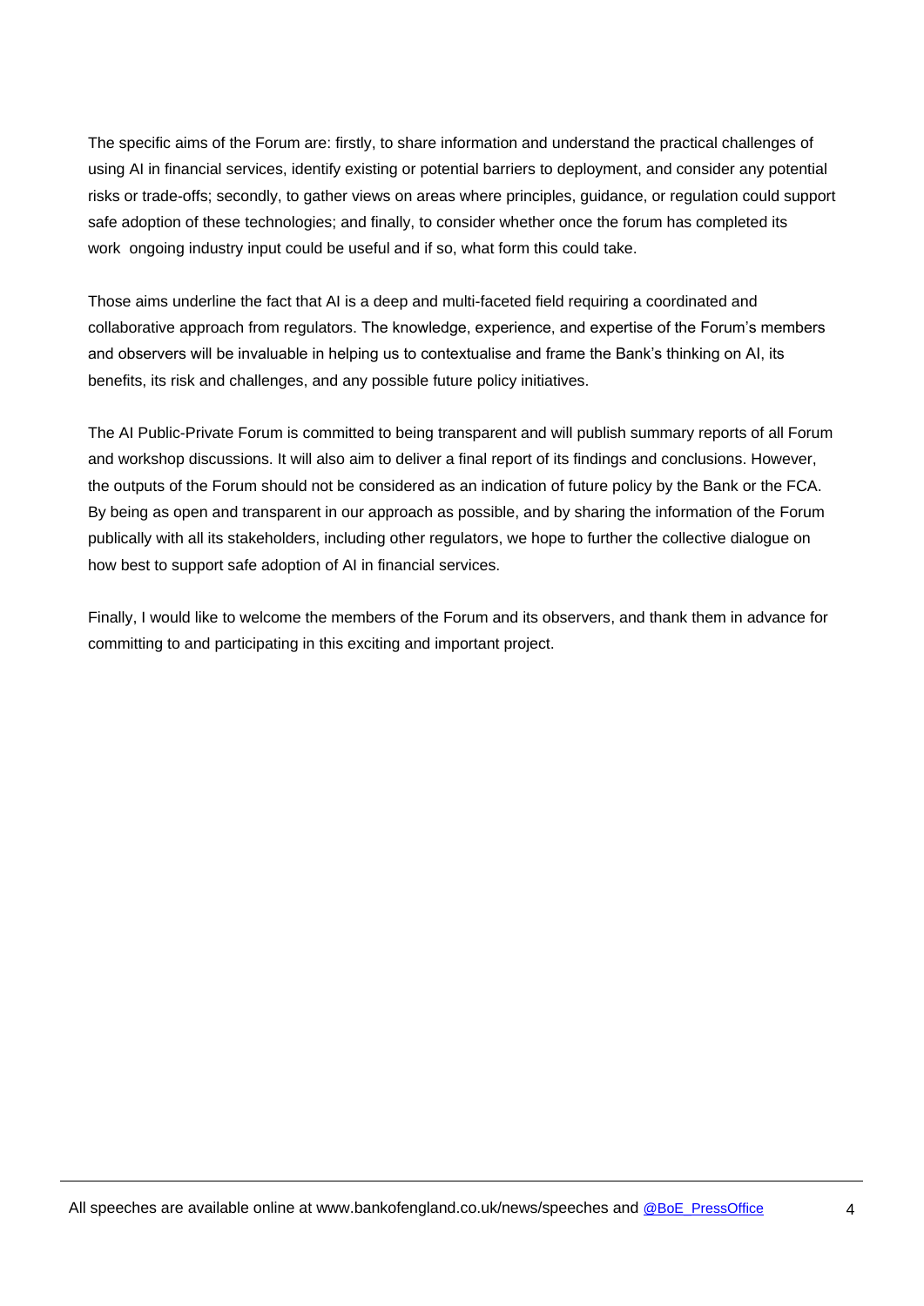The specific aims of the Forum are: firstly, to share information and understand the practical challenges of using AI in financial services, identify existing or potential barriers to deployment, and consider any potential risks or trade-offs; secondly, to gather views on areas where principles, guidance, or regulation could support safe adoption of these technologies; and finally, to consider whether once the forum has completed its work ongoing industry input could be useful and if so, what form this could take.

Those aims underline the fact that AI is a deep and multi-faceted field requiring a coordinated and collaborative approach from regulators. The knowledge, experience, and expertise of the Forum's members and observers will be invaluable in helping us to contextualise and frame the Bank's thinking on AI, its benefits, its risk and challenges, and any possible future policy initiatives.

The AI Public-Private Forum is committed to being transparent and will publish summary reports of all Forum and workshop discussions. It will also aim to deliver a final report of its findings and conclusions. However, the outputs of the Forum should not be considered as an indication of future policy by the Bank or the FCA. By being as open and transparent in our approach as possible, and by sharing the information of the Forum publically with all its stakeholders, including other regulators, we hope to further the collective dialogue on how best to support safe adoption of AI in financial services.

Finally, I would like to welcome the members of the Forum and its observers, and thank them in advance for committing to and participating in this exciting and important project.